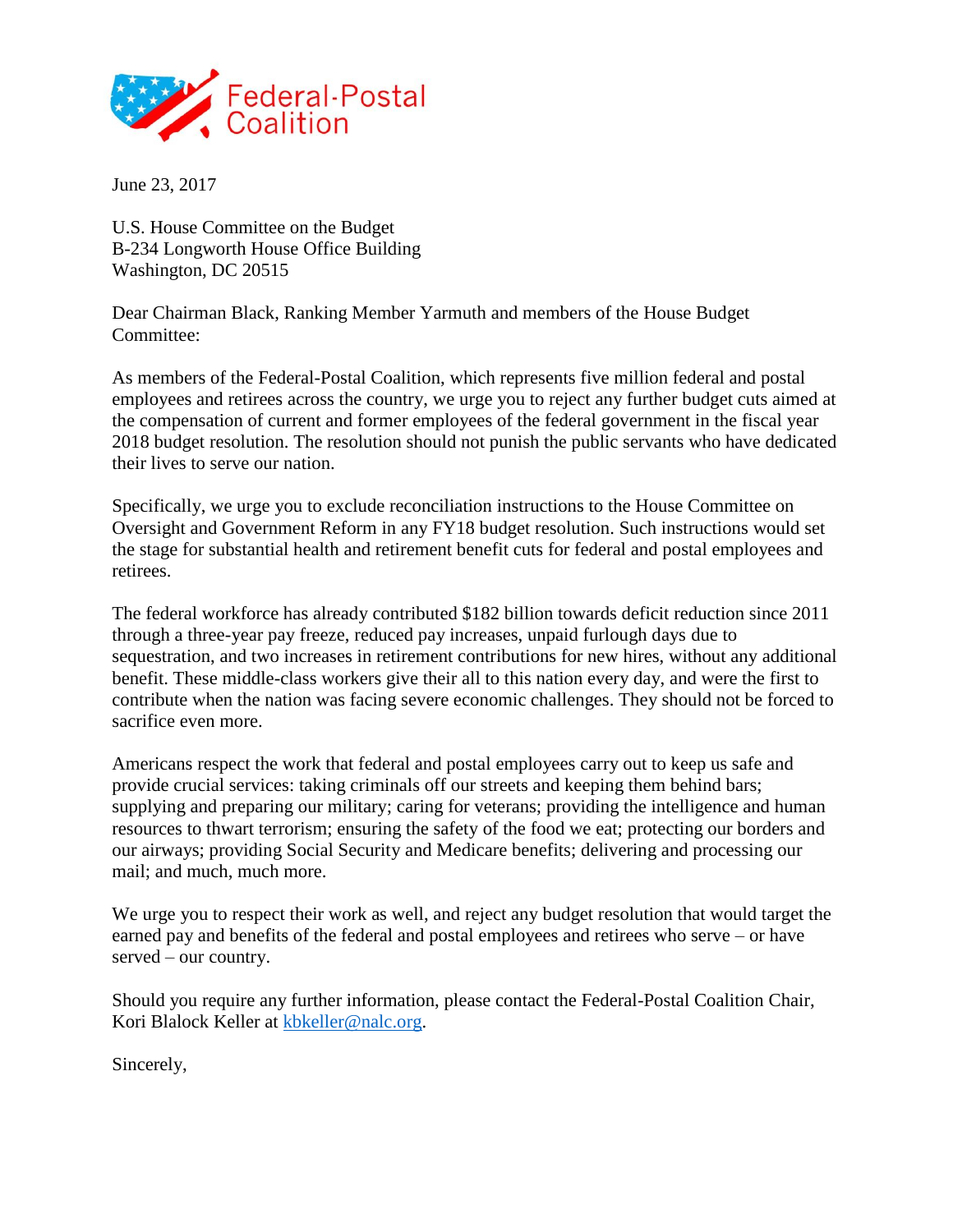Federal-Postal Coalition

June 23, 2017

U.S. House Committee on the Budget
B-234 Longworth House Office Building
Washington, DC 20515

Dear Chairman Black, Ranking Member Yarmuth and members of the House Budget Committee:

As members of the Federal-Postal Coalition, which represents five million federal and postal employees and retirees across the country, we urge you to reject any further budget cuts aimed at the compensation of current and former employees of the federal government in the fiscal year 2018 budget resolution. The resolution should not punish the public servants who have dedicated their lives to serve our nation.

Specifically, we urge you to exclude reconciliation instructions to the House Committee on Oversight and Government Reform in any FY18 budget resolution. Such instructions would set the stage for substantial health and retirement benefit cuts for federal and postal employees and retirees.

The federal workforce has already contributed $182 billion towards deficit reduction since 2011 through a three-year pay freeze, reduced pay increases, unpaid furlough days due to sequestration, and two increases in retirement contributions for new hires, without any additional benefit. These middle-class workers give their all to this nation every day, and were the first to contribute when the nation was facing severe economic challenges. They should not be forced to sacrifice even more.

Americans respect the work that federal and postal employees carry out to keep us safe and provide crucial services: taking criminals off our streets and keeping them behind bars; supplying and preparing our military; caring for veterans; providing the intelligence and human resources to thwart terrorism; ensuring the safety of the food we eat; protecting our borders and our airways; providing Social Security and Medicare benefits; delivering and processing our mail; and much, much more.

We urge you to respect their work as well, and reject any budget resolution that would target the earned pay and benefits of the federal and postal employees and retirees who serve – or have served – our country.

Should you require any further information, please contact the Federal-Postal Coalition Chair, Kori Blalock Keller at kbkeller@nalc.org.

Sincerely,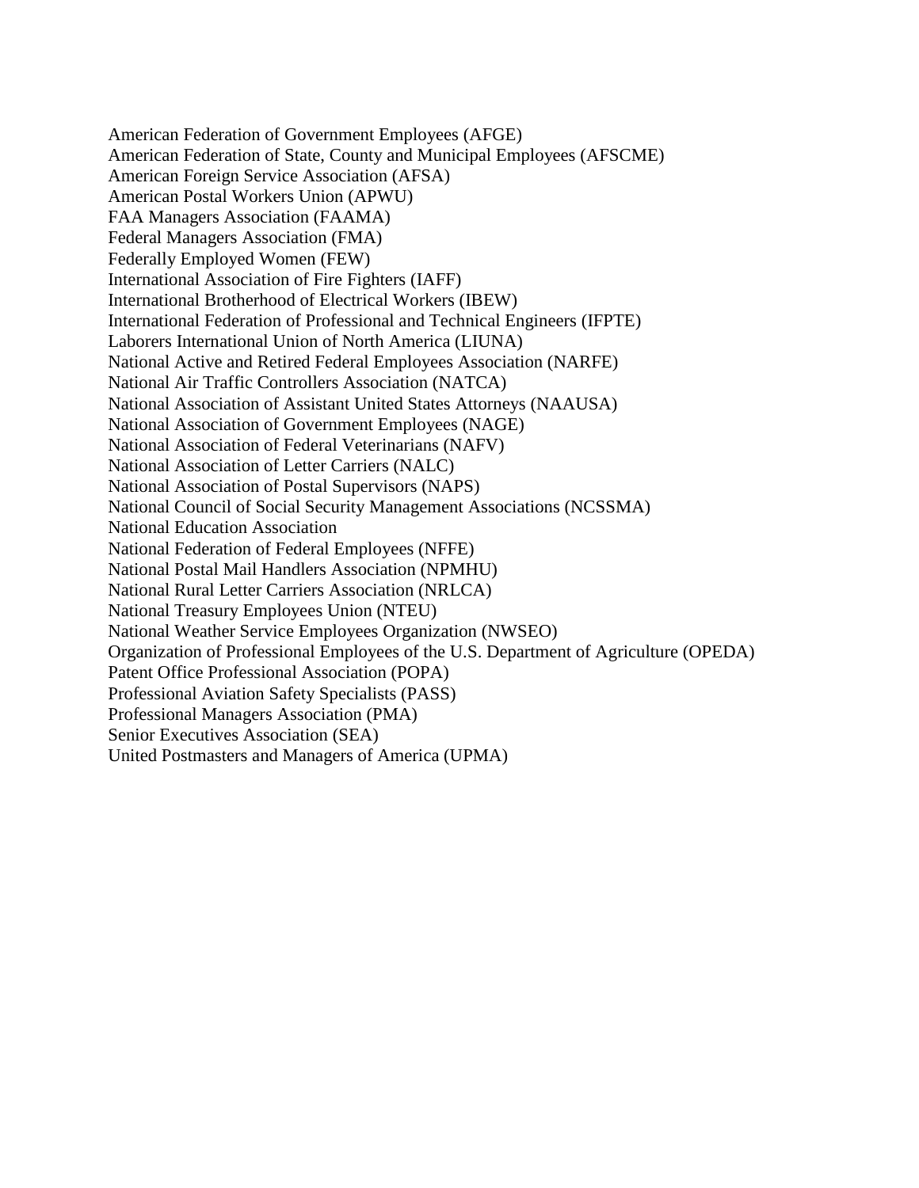American Federation of Government Employees (AFGE)
American Federation of State, County and Municipal Employees (AFSCME)
American Foreign Service Association (AFSA)
American Postal Workers Union (APWU)
FAA Managers Association (FAAMA)
Federal Managers Association (FMA)
Federally Employed Women (FEW)
International Association of Fire Fighters (IAFF)
International Brotherhood of Electrical Workers (IBEW)
International Federation of Professional and Technical Engineers (IFPTE)
Laborers International Union of North America (LIUNA)
National Active and Retired Federal Employees Association (NARFE)
National Air Traffic Controllers Association (NATCA)
National Association of Assistant United States Attorneys (NAAUSA)
National Association of Government Employees (NAGE)
National Association of Federal Veterinarians (NAFV)
National Association of Letter Carriers (NALC)
National Association of Postal Supervisors (NAPS)
National Council of Social Security Management Associations (NCSSMA)
National Education Association
National Federation of Federal Employees (NFFE)
National Postal Mail Handlers Association (NPMHU)
National Rural Letter Carriers Association (NRLCA)
National Treasury Employees Union (NTEU)
National Weather Service Employees Organization (NWSEO)
Organization of Professional Employees of the U.S. Department of Agriculture (OPEDA)
Patent Office Professional Association (POPA)
Professional Aviation Safety Specialists (PASS)
Professional Managers Association (PMA)
Senior Executives Association (SEA)
United Postmasters and Managers of America (UPMA)